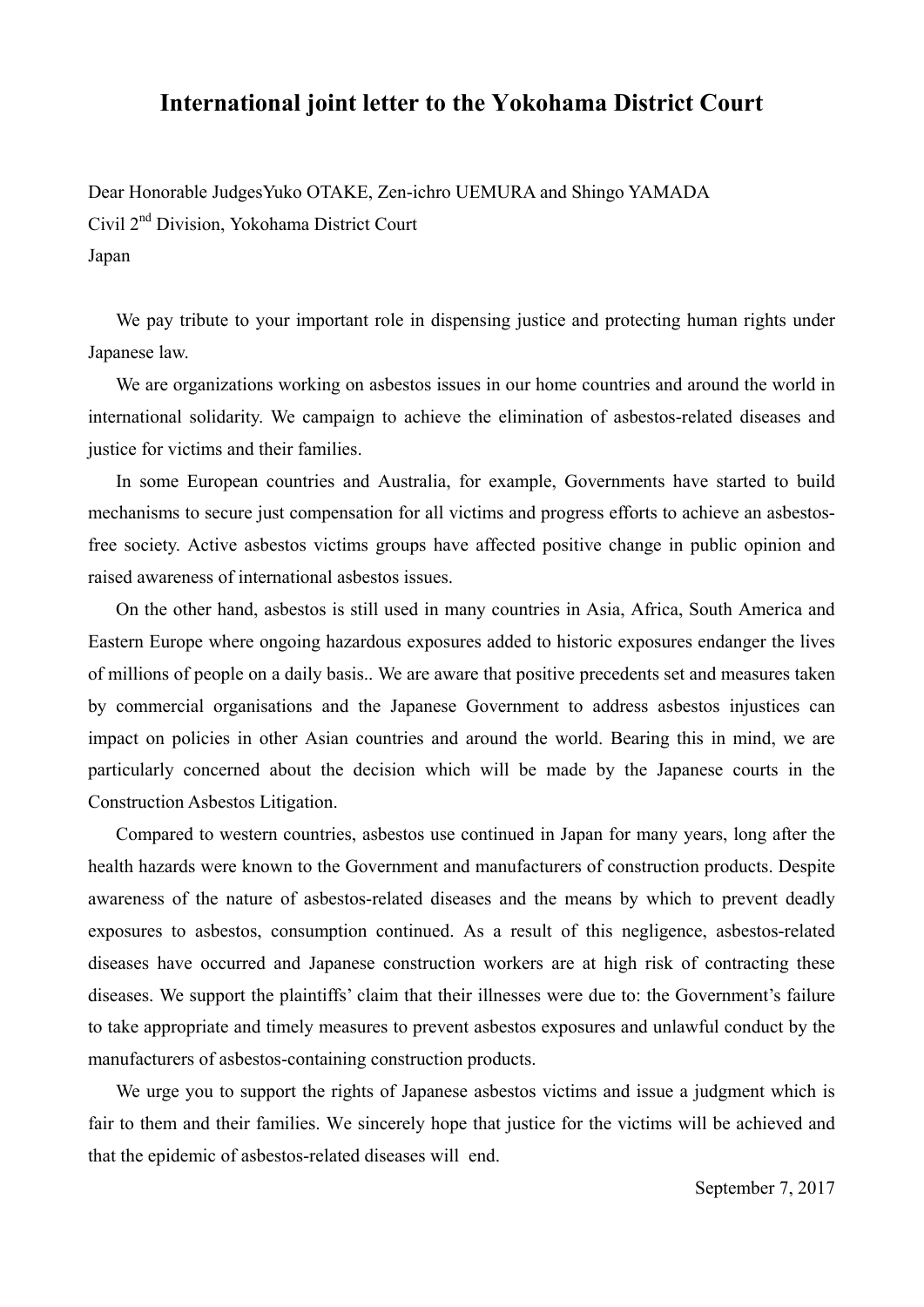# International joint letter to the Yokohama District Court

Dear Honorable JudgesYuko OTAKE, Zen-ichro UEMURA and Shingo YAMADA
Civil 2nd Division, Yokohama District Court
Japan

We pay tribute to your important role in dispensing justice and protecting human rights under Japanese law.

We are organizations working on asbestos issues in our home countries and around the world in international solidarity. We campaign to achieve the elimination of asbestos-related diseases and justice for victims and their families.

In some European countries and Australia, for example, Governments have started to build mechanisms to secure just compensation for all victims and progress efforts to achieve an asbestos-free society. Active asbestos victims groups have affected positive change in public opinion and raised awareness of international asbestos issues.

On the other hand, asbestos is still used in many countries in Asia, Africa, South America and Eastern Europe where ongoing hazardous exposures added to historic exposures endanger the lives of millions of people on a daily basis.. We are aware that positive precedents set and measures taken by commercial organisations and the Japanese Government to address asbestos injustices can impact on policies in other Asian countries and around the world. Bearing this in mind, we are particularly concerned about the decision which will be made by the Japanese courts in the Construction Asbestos Litigation.

Compared to western countries, asbestos use continued in Japan for many years, long after the health hazards were known to the Government and manufacturers of construction products. Despite awareness of the nature of asbestos-related diseases and the means by which to prevent deadly exposures to asbestos, consumption continued. As a result of this negligence, asbestos-related diseases have occurred and Japanese construction workers are at high risk of contracting these diseases. We support the plaintiffs' claim that their illnesses were due to: the Government's failure to take appropriate and timely measures to prevent asbestos exposures and unlawful conduct by the manufacturers of asbestos-containing construction products.

We urge you to support the rights of Japanese asbestos victims and issue a judgment which is fair to them and their families. We sincerely hope that justice for the victims will be achieved and that the epidemic of asbestos-related diseases will end.

September 7, 2017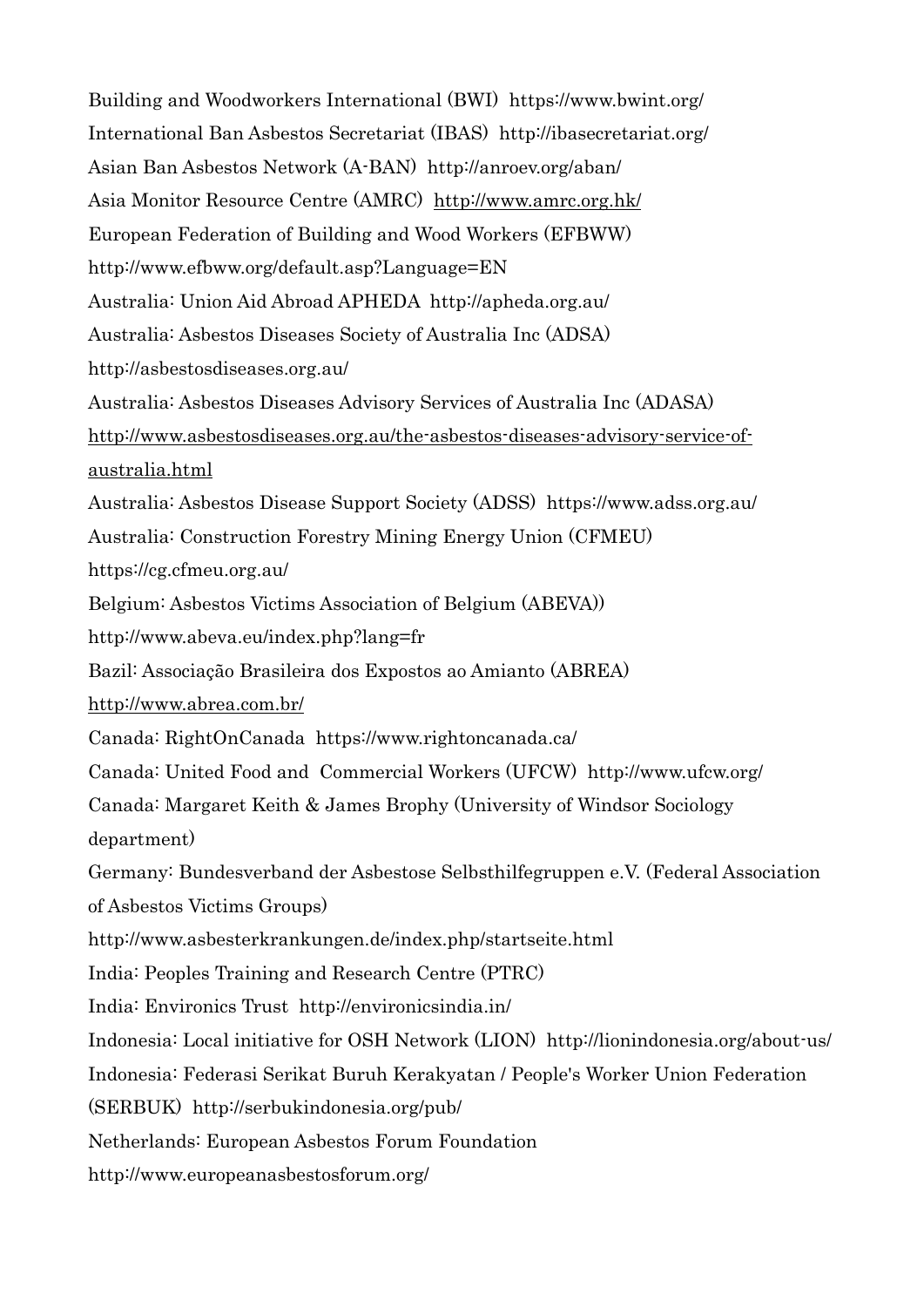Building and Woodworkers International (BWI) https://www.bwint.org/

International Ban Asbestos Secretariat (IBAS) http://ibasecretariat.org/

Asian Ban Asbestos Network (A-BAN) http://anroev.org/aban/

Asia Monitor Resource Centre (AMRC) http://www.amrc.org.hk/

European Federation of Building and Wood Workers (EFBWW)
http://www.efbww.org/default.asp?Language=EN

Australia: Union Aid Abroad APHEDA http://apheda.org.au/

Australia: Asbestos Diseases Society of Australia Inc (ADSA)
http://asbestosdiseases.org.au/

Australia: Asbestos Diseases Advisory Services of Australia Inc (ADASA)
http://www.asbestosdiseases.org.au/the-asbestos-diseases-advisory-service-of-australia.html

Australia: Asbestos Disease Support Society (ADSS) https://www.adss.org.au/

Australia: Construction Forestry Mining Energy Union (CFMEU)
https://cg.cfmeu.org.au/

Belgium: Asbestos Victims Association of Belgium (ABEVA))
http://www.abeva.eu/index.php?lang=fr

Bazil: Associação Brasileira dos Expostos ao Amianto (ABREA)
http://www.abrea.com.br/

Canada: RightOnCanada https://www.rightoncanada.ca/

Canada: United Food and Commercial Workers (UFCW) http://www.ufcw.org/

Canada: Margaret Keith & James Brophy (University of Windsor Sociology department)

Germany: Bundesverband der Asbestose Selbsthilfegruppen e.V. (Federal Association of Asbestos Victims Groups)
http://www.asbesterkrankungen.de/index.php/startseite.html

India: Peoples Training and Research Centre (PTRC)

India: Environics Trust http://environicsindia.in/

Indonesia: Local initiative for OSH Network (LION) http://lionindonesia.org/about-us/

Indonesia: Federasi Serikat Buruh Kerakyatan / People's Worker Union Federation (SERBUK) http://serbukindonesia.org/pub/

Netherlands: European Asbestos Forum Foundation
http://www.europeanasbestosforum.org/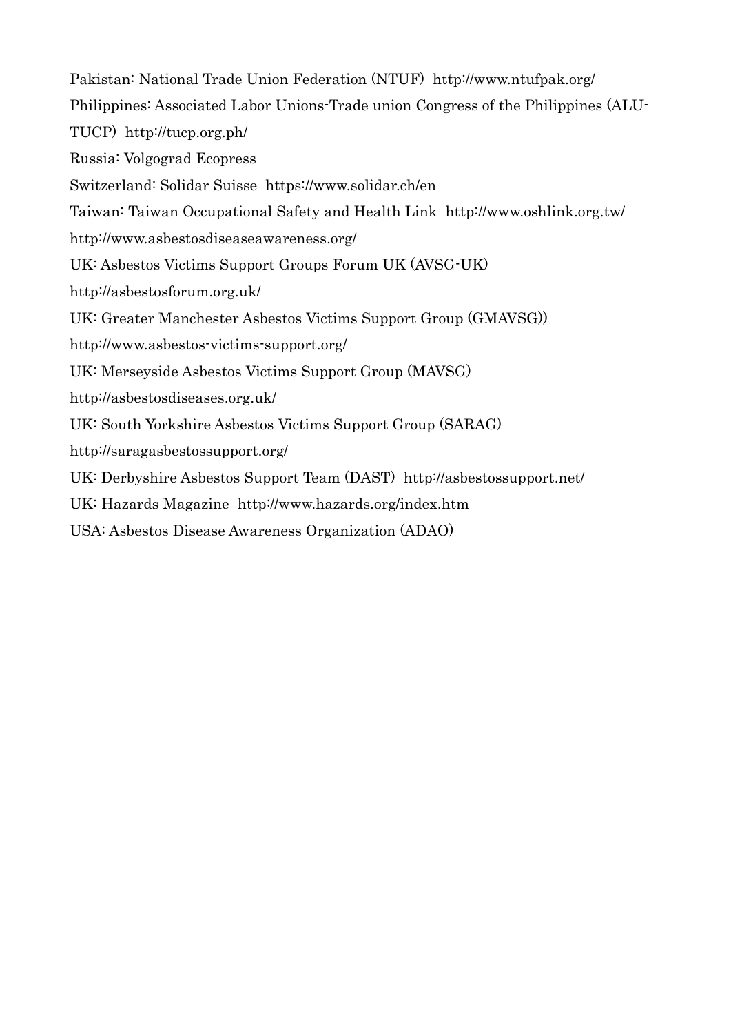Pakistan: National Trade Union Federation (NTUF) http://www.ntufpak.org/

Philippines: Associated Labor Unions-Trade union Congress of the Philippines (ALU-TUCP) http://tucp.org.ph/

Russia: Volgograd Ecopress

Switzerland: Solidar Suisse https://www.solidar.ch/en

Taiwan: Taiwan Occupational Safety and Health Link http://www.oshlink.org.tw/

http://www.asbestosdiseaseawareness.org/

UK: Asbestos Victims Support Groups Forum UK (AVSG-UK)

http://asbestosforum.org.uk/

UK: Greater Manchester Asbestos Victims Support Group (GMAVSG))

http://www.asbestos-victims-support.org/

UK: Merseyside Asbestos Victims Support Group (MAVSG)

http://asbestosdiseases.org.uk/

UK: South Yorkshire Asbestos Victims Support Group (SARAG)

http://saragasbestossupport.org/

UK: Derbyshire Asbestos Support Team (DAST) http://asbestossupport.net/

UK: Hazards Magazine http://www.hazards.org/index.htm

USA: Asbestos Disease Awareness Organization (ADAO)